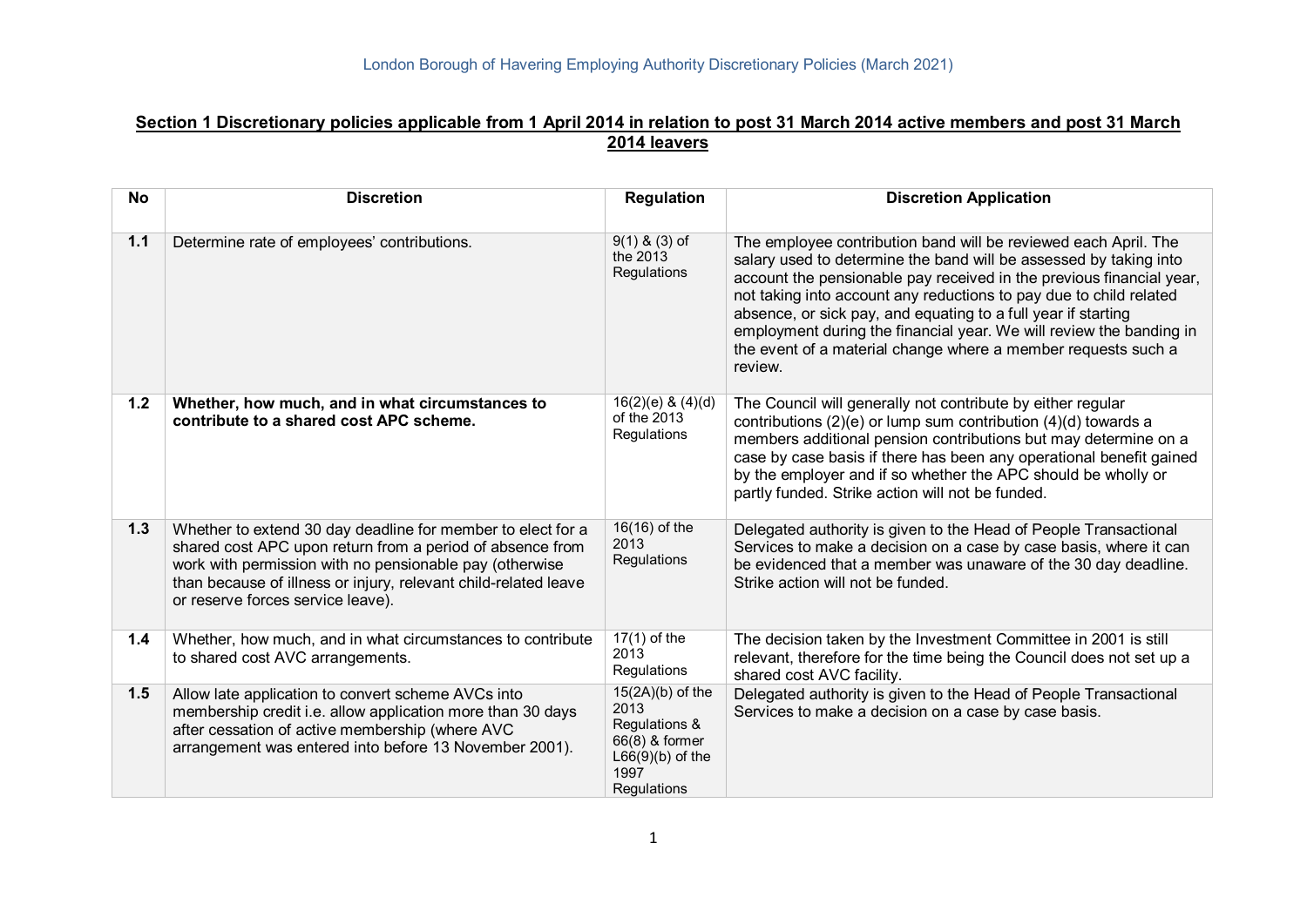## Section 1 Discretionary policies applicable from 1 April 2014 in relation to post 31 March 2014 active members and post 31 March 2014 leavers

| No | Discretion | Regulation | Discretion Application |
|---|---|---|---|
| 1.1 | Determine rate of employees' contributions. | 9(1) & (3) of the 2013 Regulations | The employee contribution band will be reviewed each April. The salary used to determine the band will be assessed by taking into account the pensionable pay received in the previous financial year, not taking into account any reductions to pay due to child related absence, or sick pay, and equating to a full year if starting employment during the financial year. We will review the banding in the event of a material change where a member requests such a review. |
| 1.2 | **Whether, how much, and in what circumstances to contribute to a shared cost APC scheme.** | 16(2)(e) & (4)(d) of the 2013 Regulations | The Council will generally not contribute by either regular contributions (2)(e) or lump sum contribution (4)(d) towards a members additional pension contributions but may determine on a case by case basis if there has been any operational benefit gained by the employer and if so whether the APC should be wholly or partly funded. Strike action will not be funded. |
| 1.3 | Whether to extend 30 day deadline for member to elect for a shared cost APC upon return from a period of absence from work with permission with no pensionable pay (otherwise than because of illness or injury, relevant child-related leave or reserve forces service leave). | 16(16) of the 2013 Regulations | Delegated authority is given to the Head of People Transactional Services to make a decision on a case by case basis, where it can be evidenced that a member was unaware of the 30 day deadline. Strike action will not be funded. |
| 1.4 | Whether, how much, and in what circumstances to contribute to shared cost AVC arrangements. | 17(1) of the 2013 Regulations | The decision taken by the Investment Committee in 2001 is still relevant, therefore for the time being the Council does not set up a shared cost AVC facility. |
| 1.5 | Allow late application to convert scheme AVCs into membership credit i.e. allow application more than 30 days after cessation of active membership (where AVC arrangement was entered into before 13 November 2001). | 15(2A)(b) of the 2013 Regulations & 66(8) & former L66(9)(b) of the 1997 Regulations | Delegated authority is given to the Head of People Transactional Services to make a decision on a case by case basis. |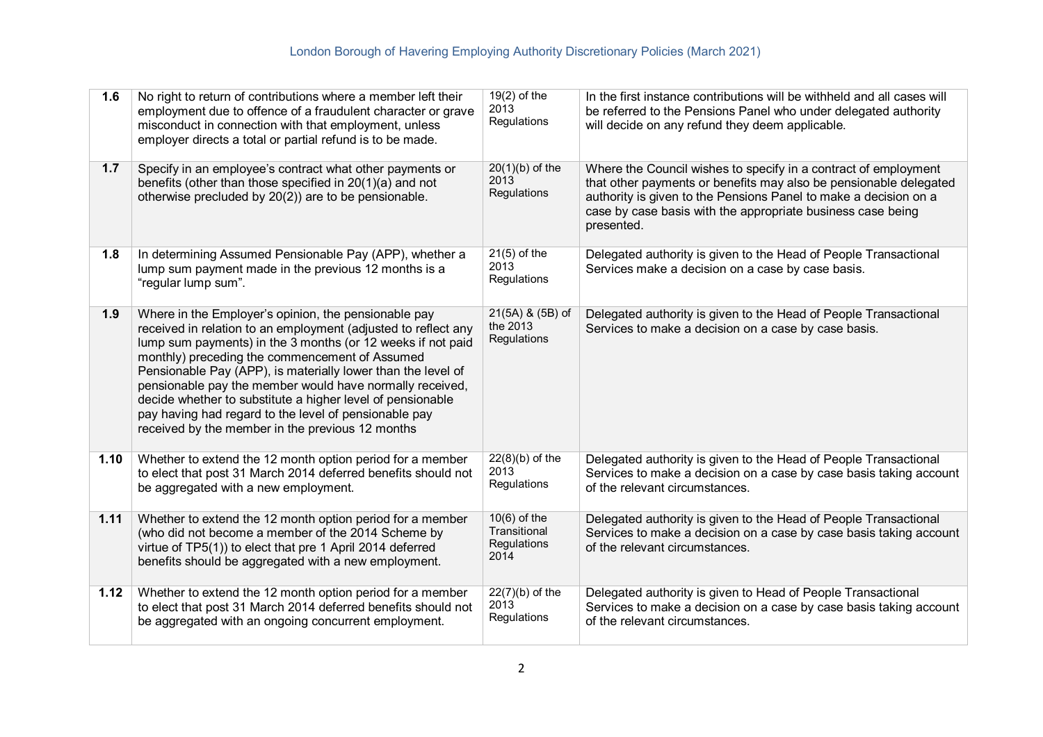| | | | |
|---|---|---|---|
| **1.6** | No right to return of contributions where a member left their employment due to offence of a fraudulent character or grave misconduct in connection with that employment, unless employer directs a total or partial refund is to be made. | 19(2) of the 2013 Regulations | In the first instance contributions will be withheld and all cases will be referred to the Pensions Panel who under delegated authority will decide on any refund they deem applicable. |
| **1.7** | Specify in an employee's contract what other payments or benefits (other than those specified in 20(1)(a) and not otherwise precluded by 20(2)) are to be pensionable. | 20(1)(b) of the 2013 Regulations | Where the Council wishes to specify in a contract of employment that other payments or benefits may also be pensionable delegated authority is given to the Pensions Panel to make a decision on a case by case basis with the appropriate business case being presented. |
| **1.8** | In determining Assumed Pensionable Pay (APP), whether a lump sum payment made in the previous 12 months is a "regular lump sum". | 21(5) of the 2013 Regulations | Delegated authority is given to the Head of People Transactional Services make a decision on a case by case basis. |
| **1.9** | Where in the Employer's opinion, the pensionable pay received in relation to an employment (adjusted to reflect any lump sum payments) in the 3 months (or 12 weeks if not paid monthly) preceding the commencement of Assumed Pensionable Pay (APP), is materially lower than the level of pensionable pay the member would have normally received, decide whether to substitute a higher level of pensionable pay having had regard to the level of pensionable pay received by the member in the previous 12 months | 21(5A) & (5B) of the 2013 Regulations | Delegated authority is given to the Head of People Transactional Services to make a decision on a case by case basis. |
| **1.10** | Whether to extend the 12 month option period for a member to elect that post 31 March 2014 deferred benefits should not be aggregated with a new employment. | 22(8)(b) of the 2013 Regulations | Delegated authority is given to the Head of People Transactional Services to make a decision on a case by case basis taking account of the relevant circumstances. |
| **1.11** | Whether to extend the 12 month option period for a member (who did not become a member of the 2014 Scheme by virtue of TP5(1)) to elect that pre 1 April 2014 deferred benefits should be aggregated with a new employment. | 10(6) of the Transitional Regulations 2014 | Delegated authority is given to the Head of People Transactional Services to make a decision on a case by case basis taking account of the relevant circumstances. |
| **1.12** | Whether to extend the 12 month option period for a member to elect that post 31 March 2014 deferred benefits should not be aggregated with an ongoing concurrent employment. | 22(7)(b) of the 2013 Regulations | Delegated authority is given to Head of People Transactional Services to make a decision on a case by case basis taking account of the relevant circumstances. |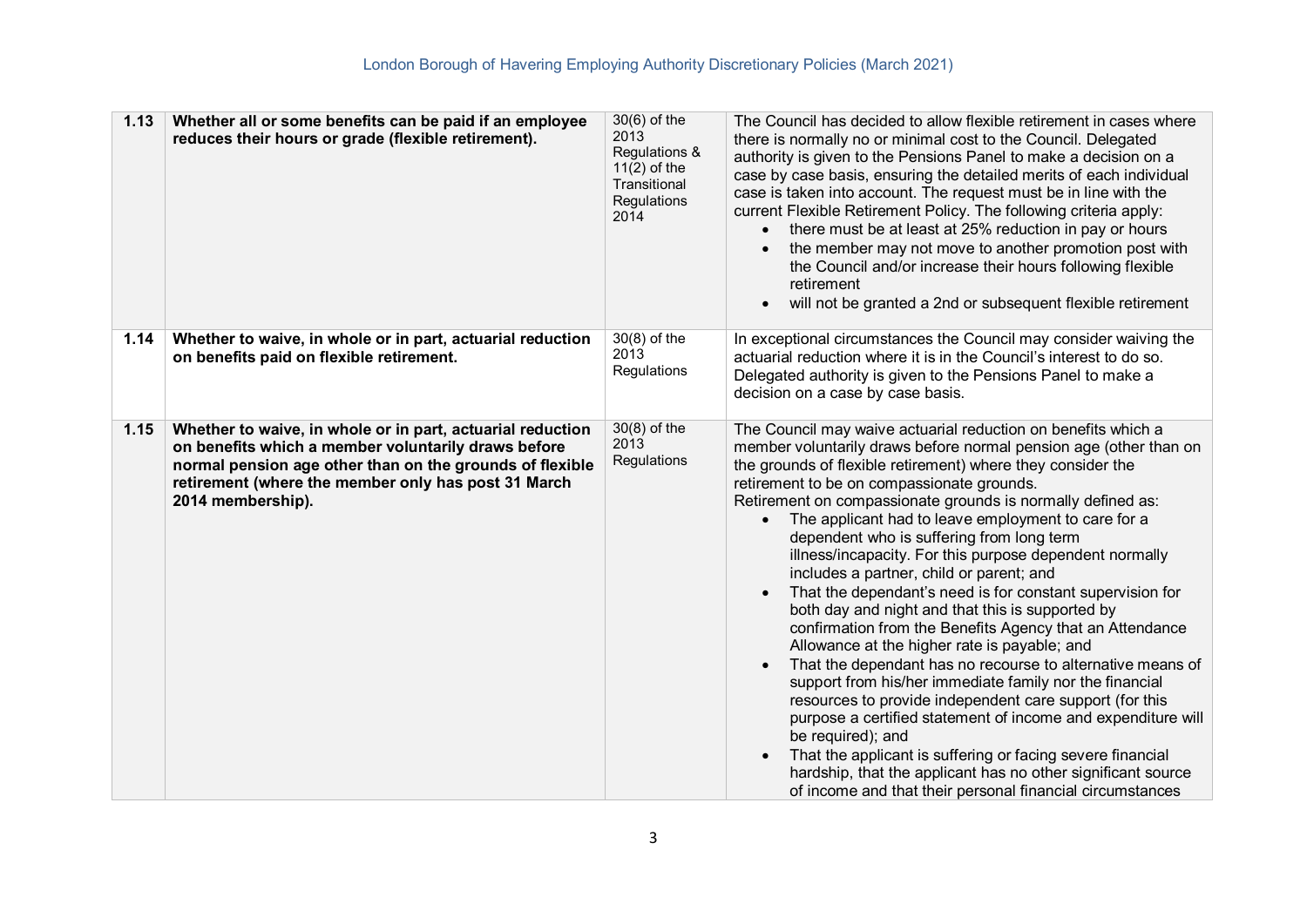| | | | |
|---|---|---|---|
| **1.13** | **Whether all or some benefits can be paid if an employee reduces their hours or grade (flexible retirement).** | 30(6) of the 2013 Regulations & 11(2) of the Transitional Regulations 2014 | The Council has decided to allow flexible retirement in cases where there is normally no or minimal cost to the Council. Delegated authority is given to the Pensions Panel to make a decision on a case by case basis, ensuring the detailed merits of each individual case is taken into account. The request must be in line with the current Flexible Retirement Policy. The following criteria apply:<br>• there must be at least at 25% reduction in pay or hours<br>• the member may not move to another promotion post with the Council and/or increase their hours following flexible retirement<br>• will not be granted a 2nd or subsequent flexible retirement |
| **1.14** | **Whether to waive, in whole or in part, actuarial reduction on benefits paid on flexible retirement.** | 30(8) of the 2013 Regulations | In exceptional circumstances the Council may consider waiving the actuarial reduction where it is in the Council's interest to do so. Delegated authority is given to the Pensions Panel to make a decision on a case by case basis. |
| **1.15** | **Whether to waive, in whole or in part, actuarial reduction on benefits which a member voluntarily draws before normal pension age other than on the grounds of flexible retirement (where the member only has post 31 March 2014 membership).** | 30(8) of the 2013 Regulations | The Council may waive actuarial reduction on benefits which a member voluntarily draws before normal pension age (other than on the grounds of flexible retirement) where they consider the retirement to be on compassionate grounds.<br>Retirement on compassionate grounds is normally defined as:<br>• The applicant had to leave employment to care for a dependent who is suffering from long term illness/incapacity. For this purpose dependent normally includes a partner, child or parent; and<br>• That the dependant's need is for constant supervision for both day and night and that this is supported by confirmation from the Benefits Agency that an Attendance Allowance at the higher rate is payable; and<br>• That the dependant has no recourse to alternative means of support from his/her immediate family nor the financial resources to provide independent care support (for this purpose a certified statement of income and expenditure will be required); and<br>• That the applicant is suffering or facing severe financial hardship, that the applicant has no other significant source of income and that their personal financial circumstances |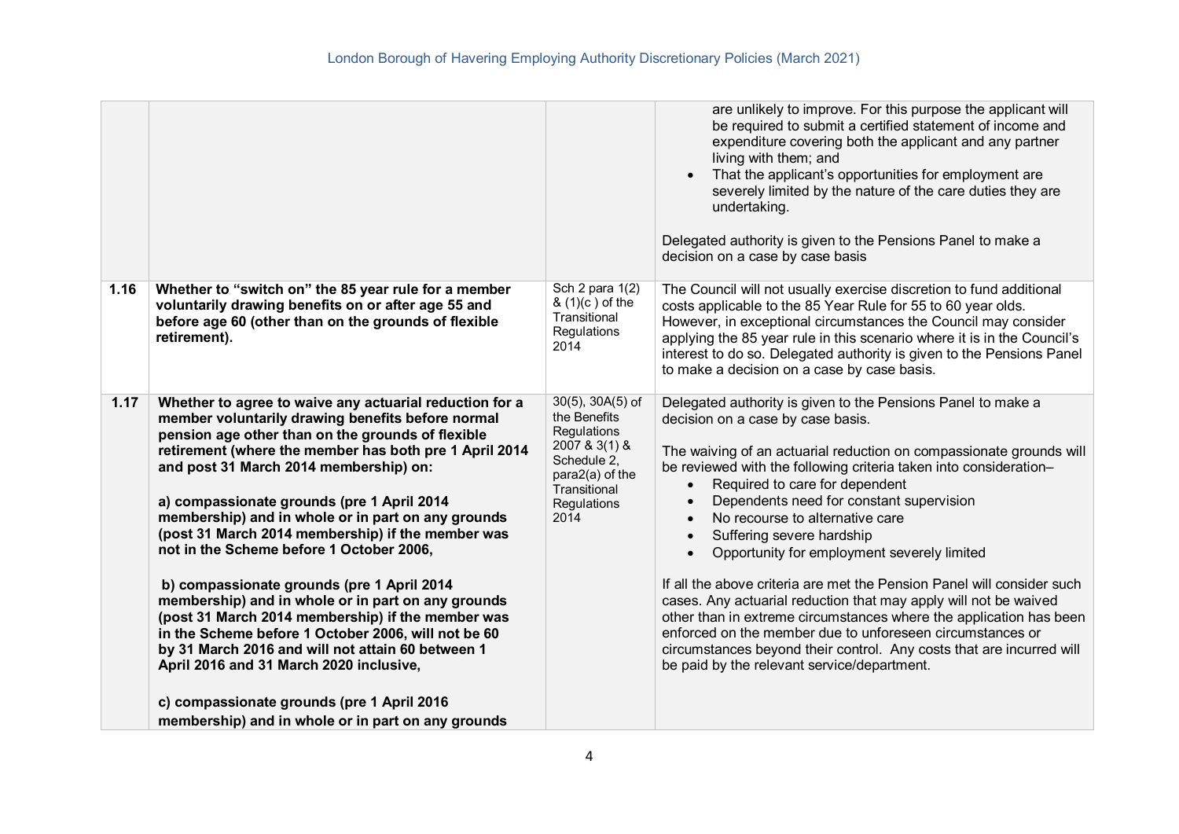| | | | |
|---|---|---|---|
| | | | are unlikely to improve. For this purpose the applicant will be required to submit a certified statement of income and expenditure covering both the applicant and any partner living with them; and<br>• That the applicant's opportunities for employment are severely limited by the nature of the care duties they are undertaking.<br><br>Delegated authority is given to the Pensions Panel to make a decision on a case by case basis |
| **1.16** | **Whether to "switch on" the 85 year rule for a member voluntarily drawing benefits on or after age 55 and before age 60 (other than on the grounds of flexible retirement).** | Sch 2 para 1(2) & (1)(c ) of the Transitional Regulations 2014 | The Council will not usually exercise discretion to fund additional costs applicable to the 85 Year Rule for 55 to 60 year olds. However, in exceptional circumstances the Council may consider applying the 85 year rule in this scenario where it is in the Council's interest to do so. Delegated authority is given to the Pensions Panel to make a decision on a case by case basis. |
| **1.17** | **Whether to agree to waive any actuarial reduction for a member voluntarily drawing benefits before normal pension age other than on the grounds of flexible retirement (where the member has both pre 1 April 2014 and post 31 March 2014 membership) on:**<br><br>**a) compassionate grounds (pre 1 April 2014 membership) and in whole or in part on any grounds (post 31 March 2014 membership) if the member was not in the Scheme before 1 October 2006,**<br><br>**b) compassionate grounds (pre 1 April 2014 membership) and in whole or in part on any grounds (post 31 March 2014 membership) if the member was in the Scheme before 1 October 2006, will not be 60 by 31 March 2016 and will not attain 60 between 1 April 2016 and 31 March 2020 inclusive,**<br><br>**c) compassionate grounds (pre 1 April 2016 membership) and in whole or in part on any grounds** | 30(5), 30A(5) of the Benefits Regulations 2007 & 3(1) & Schedule 2, para2(a) of the Transitional Regulations 2014 | Delegated authority is given to the Pensions Panel to make a decision on a case by case basis.<br><br>The waiving of an actuarial reduction on compassionate grounds will be reviewed with the following criteria taken into consideration–<br>• Required to care for dependent<br>• Dependents need for constant supervision<br>• No recourse to alternative care<br>• Suffering severe hardship<br>• Opportunity for employment severely limited<br><br>If all the above criteria are met the Pension Panel will consider such cases. Any actuarial reduction that may apply will not be waived other than in extreme circumstances where the application has been enforced on the member due to unforeseen circumstances or circumstances beyond their control. Any costs that are incurred will be paid by the relevant service/department. |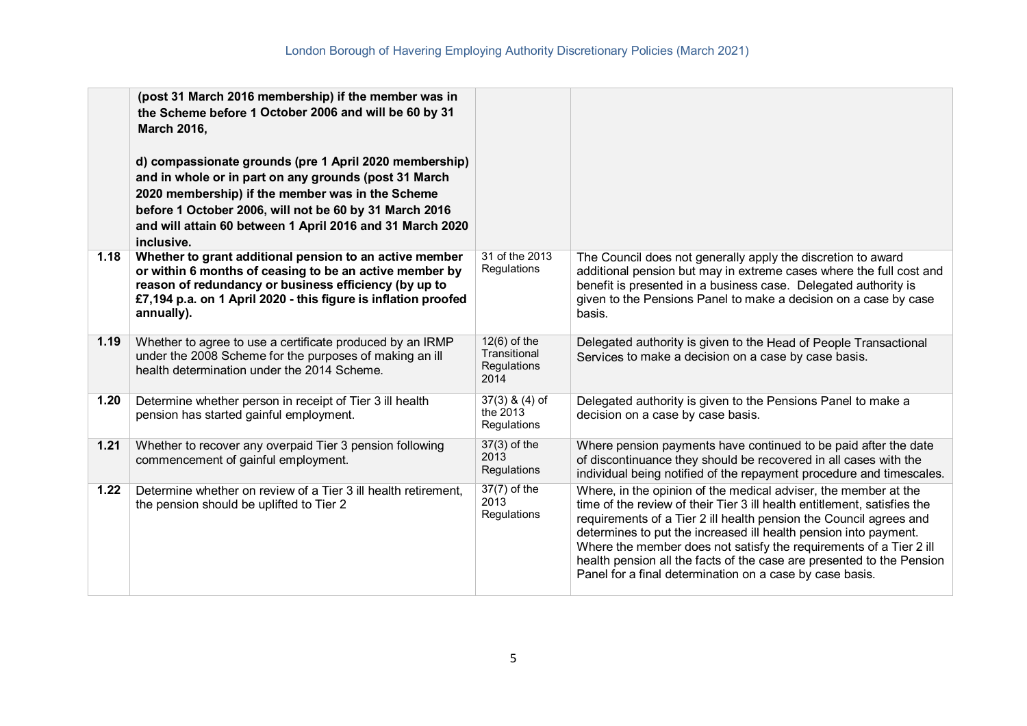| | | | |
|---|---|---|---|
| | **(post 31 March 2016 membership) if the member was in the Scheme before 1 October 2006 and will be 60 by 31 March 2016,**<br><br>**d) compassionate grounds (pre 1 April 2020 membership) and in whole or in part on any grounds (post 31 March 2020 membership) if the member was in the Scheme before 1 October 2006, will not be 60 by 31 March 2016 and will attain 60 between 1 April 2016 and 31 March 2020 inclusive.** | | |
| **1.18** | **Whether to grant additional pension to an active member or within 6 months of ceasing to be an active member by reason of redundancy or business efficiency (by up to £7,194 p.a. on 1 April 2020 - this figure is inflation proofed annually).** | 31 of the 2013 Regulations | The Council does not generally apply the discretion to award additional pension but may in extreme cases where the full cost and benefit is presented in a business case. Delegated authority is given to the Pensions Panel to make a decision on a case by case basis. |
| **1.19** | Whether to agree to use a certificate produced by an IRMP under the 2008 Scheme for the purposes of making an ill health determination under the 2014 Scheme. | 12(6) of the Transitional Regulations 2014 | Delegated authority is given to the Head of People Transactional Services to make a decision on a case by case basis. |
| **1.20** | Determine whether person in receipt of Tier 3 ill health pension has started gainful employment. | 37(3) & (4) of the 2013 Regulations | Delegated authority is given to the Pensions Panel to make a decision on a case by case basis. |
| **1.21** | Whether to recover any overpaid Tier 3 pension following commencement of gainful employment. | 37(3) of the 2013 Regulations | Where pension payments have continued to be paid after the date of discontinuance they should be recovered in all cases with the individual being notified of the repayment procedure and timescales. |
| **1.22** | Determine whether on review of a Tier 3 ill health retirement, the pension should be uplifted to Tier 2 | 37(7) of the 2013 Regulations | Where, in the opinion of the medical adviser, the member at the time of the review of their Tier 3 ill health entitlement, satisfies the requirements of a Tier 2 ill health pension the Council agrees and determines to put the increased ill health pension into payment. Where the member does not satisfy the requirements of a Tier 2 ill health pension all the facts of the case are presented to the Pension Panel for a final determination on a case by case basis. |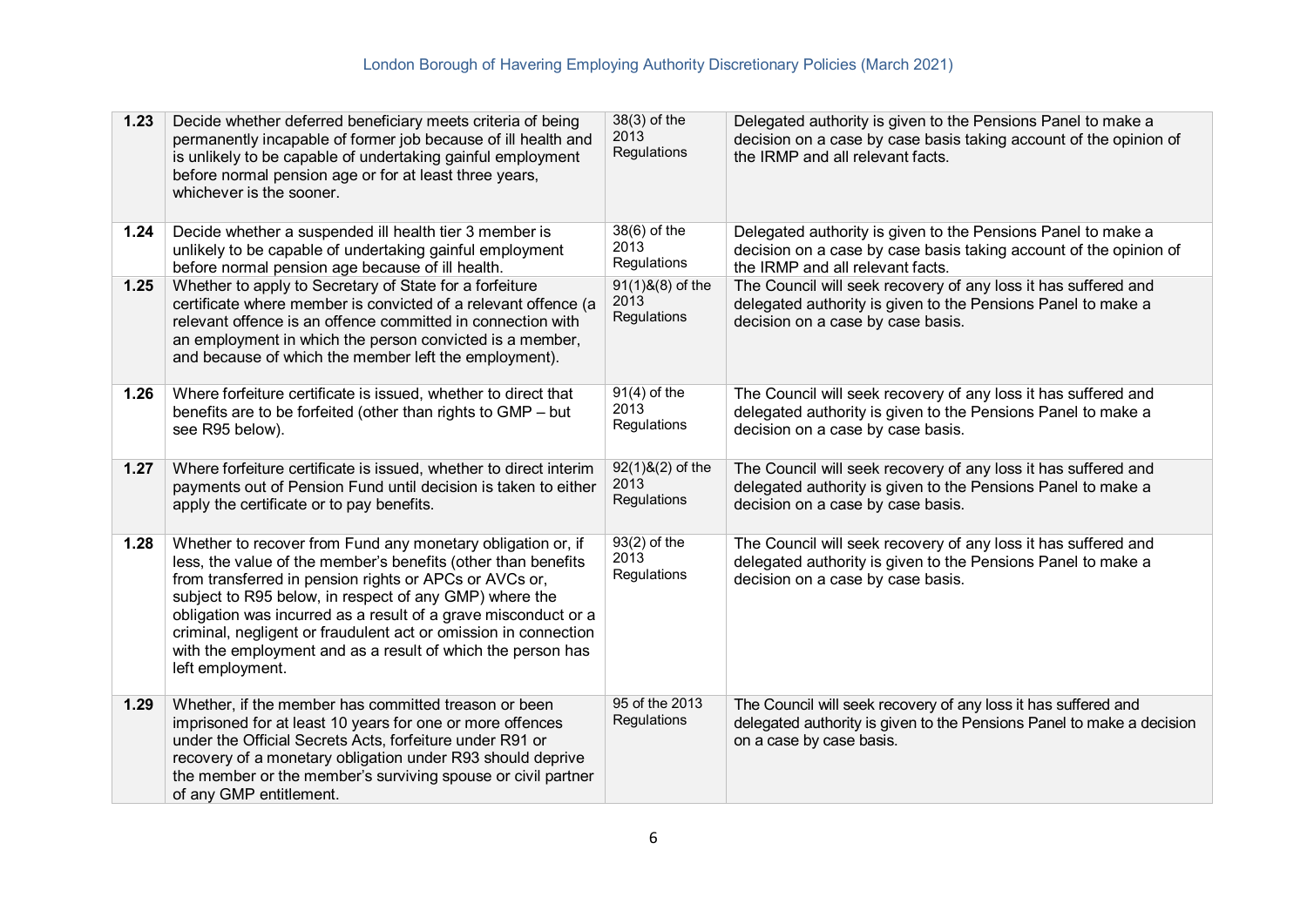| | | | |
|---|---|---|---|
| **1.23** | Decide whether deferred beneficiary meets criteria of being permanently incapable of former job because of ill health and is unlikely to be capable of undertaking gainful employment before normal pension age or for at least three years, whichever is the sooner. | 38(3) of the 2013 Regulations | Delegated authority is given to the Pensions Panel to make a decision on a case by case basis taking account of the opinion of the IRMP and all relevant facts. |
| **1.24** | Decide whether a suspended ill health tier 3 member is unlikely to be capable of undertaking gainful employment before normal pension age because of ill health. | 38(6) of the 2013 Regulations | Delegated authority is given to the Pensions Panel to make a decision on a case by case basis taking account of the opinion of the IRMP and all relevant facts. |
| **1.25** | Whether to apply to Secretary of State for a forfeiture certificate where member is convicted of a relevant offence (a relevant offence is an offence committed in connection with an employment in which the person convicted is a member, and because of which the member left the employment). | 91(1)&(8) of the 2013 Regulations | The Council will seek recovery of any loss it has suffered and delegated authority is given to the Pensions Panel to make a decision on a case by case basis. |
| **1.26** | Where forfeiture certificate is issued, whether to direct that benefits are to be forfeited (other than rights to GMP – but see R95 below). | 91(4) of the 2013 Regulations | The Council will seek recovery of any loss it has suffered and delegated authority is given to the Pensions Panel to make a decision on a case by case basis. |
| **1.27** | Where forfeiture certificate is issued, whether to direct interim payments out of Pension Fund until decision is taken to either apply the certificate or to pay benefits. | 92(1)&(2) of the 2013 Regulations | The Council will seek recovery of any loss it has suffered and delegated authority is given to the Pensions Panel to make a decision on a case by case basis. |
| **1.28** | Whether to recover from Fund any monetary obligation or, if less, the value of the member's benefits (other than benefits from transferred in pension rights or APCs or AVCs or, subject to R95 below, in respect of any GMP) where the obligation was incurred as a result of a grave misconduct or a criminal, negligent or fraudulent act or omission in connection with the employment and as a result of which the person has left employment. | 93(2) of the 2013 Regulations | The Council will seek recovery of any loss it has suffered and delegated authority is given to the Pensions Panel to make a decision on a case by case basis. |
| **1.29** | Whether, if the member has committed treason or been imprisoned for at least 10 years for one or more offences under the Official Secrets Acts, forfeiture under R91 or recovery of a monetary obligation under R93 should deprive the member or the member's surviving spouse or civil partner of any GMP entitlement. | 95 of the 2013 Regulations | The Council will seek recovery of any loss it has suffered and delegated authority is given to the Pensions Panel to make a decision on a case by case basis. |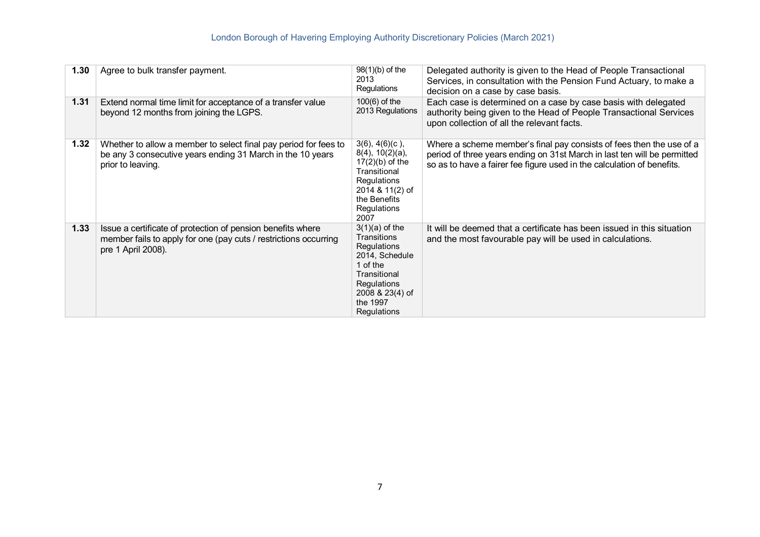| | | | |
|---|---|---|---|
| **1.30** | Agree to bulk transfer payment. | 98(1)(b) of the 2013 Regulations | Delegated authority is given to the Head of People Transactional Services, in consultation with the Pension Fund Actuary, to make a decision on a case by case basis. |
| **1.31** | Extend normal time limit for acceptance of a transfer value beyond 12 months from joining the LGPS. | 100(6) of the 2013 Regulations | Each case is determined on a case by case basis with delegated authority being given to the Head of People Transactional Services upon collection of all the relevant facts. |
| **1.32** | Whether to allow a member to select final pay period for fees to be any 3 consecutive years ending 31 March in the 10 years prior to leaving. | 3(6), 4(6)(c ), 8(4), 10(2)(a), 17(2)(b) of the Transitional Regulations 2014 & 11(2) of the Benefits Regulations 2007 | Where a scheme member's final pay consists of fees then the use of a period of three years ending on 31st March in last ten will be permitted so as to have a fairer fee figure used in the calculation of benefits. |
| **1.33** | Issue a certificate of protection of pension benefits where member fails to apply for one (pay cuts / restrictions occurring pre 1 April 2008). | 3(1)(a) of the Transitions Regulations 2014, Schedule 1 of the Transitional Regulations 2008 & 23(4) of the 1997 Regulations | It will be deemed that a certificate has been issued in this situation and the most favourable pay will be used in calculations. |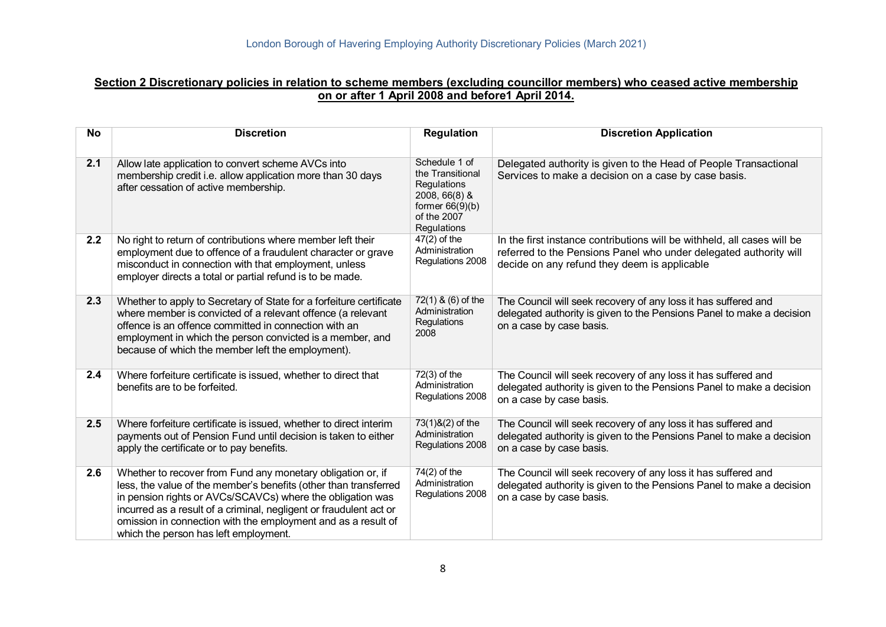**Section 2 Discretionary policies in relation to scheme members (excluding councillor members) who ceased active membership on or after 1 April 2008 and before1 April 2014.**

| No | Discretion | Regulation | Discretion Application |
|---|---|---|---|
| 2.1 | Allow late application to convert scheme AVCs into membership credit i.e. allow application more than 30 days after cessation of active membership. | Schedule 1 of the Transitional Regulations 2008, 66(8) & former 66(9)(b) of the 2007 Regulations | Delegated authority is given to the Head of People Transactional Services to make a decision on a case by case basis. |
| 2.2 | No right to return of contributions where member left their employment due to offence of a fraudulent character or grave misconduct in connection with that employment, unless employer directs a total or partial refund is to be made. | 47(2) of the Administration Regulations 2008 | In the first instance contributions will be withheld, all cases will be referred to the Pensions Panel who under delegated authority will decide on any refund they deem is applicable |
| 2.3 | Whether to apply to Secretary of State for a forfeiture certificate where member is convicted of a relevant offence (a relevant offence is an offence committed in connection with an employment in which the person convicted is a member, and because of which the member left the employment). | 72(1) & (6) of the Administration Regulations 2008 | The Council will seek recovery of any loss it has suffered and delegated authority is given to the Pensions Panel to make a decision on a case by case basis. |
| 2.4 | Where forfeiture certificate is issued, whether to direct that benefits are to be forfeited. | 72(3) of the Administration Regulations 2008 | The Council will seek recovery of any loss it has suffered and delegated authority is given to the Pensions Panel to make a decision on a case by case basis. |
| 2.5 | Where forfeiture certificate is issued, whether to direct interim payments out of Pension Fund until decision is taken to either apply the certificate or to pay benefits. | 73(1)&(2) of the Administration Regulations 2008 | The Council will seek recovery of any loss it has suffered and delegated authority is given to the Pensions Panel to make a decision on a case by case basis. |
| 2.6 | Whether to recover from Fund any monetary obligation or, if less, the value of the member's benefits (other than transferred in pension rights or AVCs/SCAVCs) where the obligation was incurred as a result of a criminal, negligent or fraudulent act or omission in connection with the employment and as a result of which the person has left employment. | 74(2) of the Administration Regulations 2008 | The Council will seek recovery of any loss it has suffered and delegated authority is given to the Pensions Panel to make a decision on a case by case basis. |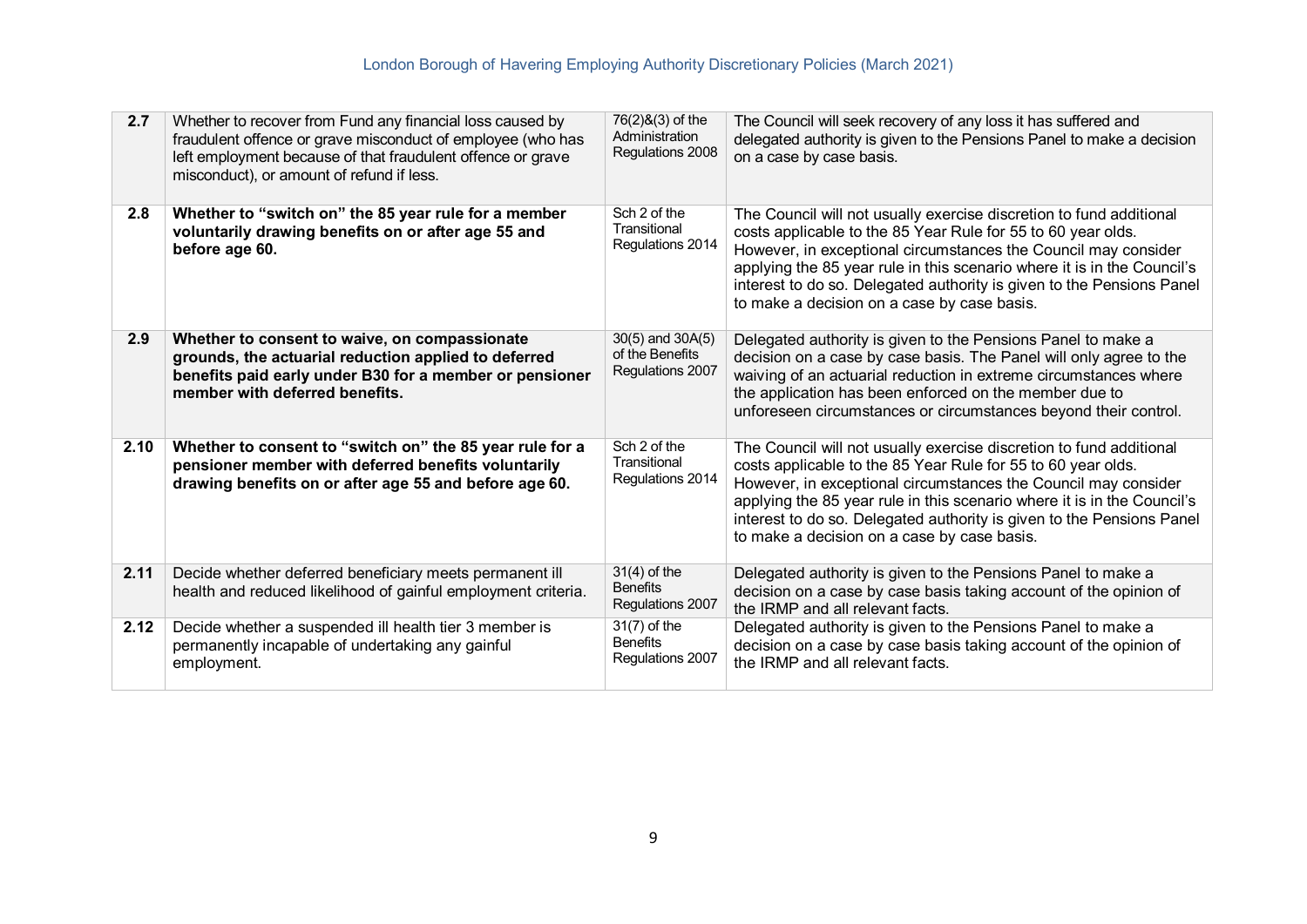| 2.7 | Whether to recover from Fund any financial loss caused by fraudulent offence or grave misconduct of employee (who has left employment because of that fraudulent offence or grave misconduct), or amount of refund if less. | 76(2)&(3) of the Administration Regulations 2008 | The Council will seek recovery of any loss it has suffered and delegated authority is given to the Pensions Panel to make a decision on a case by case basis. |
|---|---|---|---|
| **2.8** | **Whether to "switch on" the 85 year rule for a member voluntarily drawing benefits on or after age 55 and before age 60.** | Sch 2 of the Transitional Regulations 2014 | The Council will not usually exercise discretion to fund additional costs applicable to the 85 Year Rule for 55 to 60 year olds. However, in exceptional circumstances the Council may consider applying the 85 year rule in this scenario where it is in the Council's interest to do so. Delegated authority is given to the Pensions Panel to make a decision on a case by case basis. |
| **2.9** | **Whether to consent to waive, on compassionate grounds, the actuarial reduction applied to deferred benefits paid early under B30 for a member or pensioner member with deferred benefits.** | 30(5) and 30A(5) of the Benefits Regulations 2007 | Delegated authority is given to the Pensions Panel to make a decision on a case by case basis. The Panel will only agree to the waiving of an actuarial reduction in extreme circumstances where the application has been enforced on the member due to unforeseen circumstances or circumstances beyond their control. |
| **2.10** | **Whether to consent to "switch on" the 85 year rule for a pensioner member with deferred benefits voluntarily drawing benefits on or after age 55 and before age 60.** | Sch 2 of the Transitional Regulations 2014 | The Council will not usually exercise discretion to fund additional costs applicable to the 85 Year Rule for 55 to 60 year olds. However, in exceptional circumstances the Council may consider applying the 85 year rule in this scenario where it is in the Council's interest to do so. Delegated authority is given to the Pensions Panel to make a decision on a case by case basis. |
| **2.11** | Decide whether deferred beneficiary meets permanent ill health and reduced likelihood of gainful employment criteria. | 31(4) of the Benefits Regulations 2007 | Delegated authority is given to the Pensions Panel to make a decision on a case by case basis taking account of the opinion of the IRMP and all relevant facts. |
| **2.12** | Decide whether a suspended ill health tier 3 member is permanently incapable of undertaking any gainful employment. | 31(7) of the Benefits Regulations 2007 | Delegated authority is given to the Pensions Panel to make a decision on a case by case basis taking account of the opinion of the IRMP and all relevant facts. |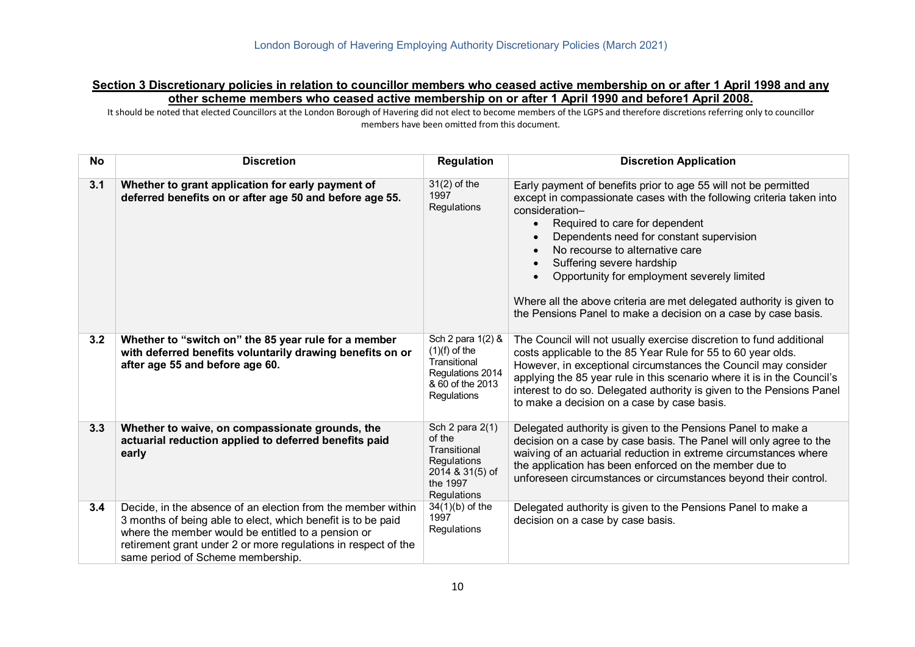## Section 3 Discretionary policies in relation to councillor members who ceased active membership on or after 1 April 1998 and any other scheme members who ceased active membership on or after 1 April 1990 and before1 April 2008.

It should be noted that elected Councillors at the London Borough of Havering did not elect to become members of the LGPS and therefore discretions referring only to councillor members have been omitted from this document.

| No | Discretion | Regulation | Discretion Application |
|---|---|---|---|
| **3.1** | **Whether to grant application for early payment of deferred benefits on or after age 50 and before age 55.** | 31(2) of the 1997 Regulations | Early payment of benefits prior to age 55 will not be permitted except in compassionate cases with the following criteria taken into consideration–<br>• Required to care for dependent<br>• Dependents need for constant supervision<br>• No recourse to alternative care<br>• Suffering severe hardship<br>• Opportunity for employment severely limited<br><br>Where all the above criteria are met delegated authority is given to the Pensions Panel to make a decision on a case by case basis. |
| **3.2** | **Whether to "switch on" the 85 year rule for a member with deferred benefits voluntarily drawing benefits on or after age 55 and before age 60.** | Sch 2 para 1(2) & (1)(f) of the Transitional Regulations 2014 & 60 of the 2013 Regulations | The Council will not usually exercise discretion to fund additional costs applicable to the 85 Year Rule for 55 to 60 year olds. However, in exceptional circumstances the Council may consider applying the 85 year rule in this scenario where it is in the Council's interest to do so. Delegated authority is given to the Pensions Panel to make a decision on a case by case basis. |
| **3.3** | **Whether to waive, on compassionate grounds, the actuarial reduction applied to deferred benefits paid early** | Sch 2 para 2(1) of the Transitional Regulations 2014 & 31(5) of the 1997 Regulations | Delegated authority is given to the Pensions Panel to make a decision on a case by case basis. The Panel will only agree to the waiving of an actuarial reduction in extreme circumstances where the application has been enforced on the member due to unforeseen circumstances or circumstances beyond their control. |
| **3.4** | Decide, in the absence of an election from the member within 3 months of being able to elect, which benefit is to be paid where the member would be entitled to a pension or retirement grant under 2 or more regulations in respect of the same period of Scheme membership. | 34(1)(b) of the 1997 Regulations | Delegated authority is given to the Pensions Panel to make a decision on a case by case basis. |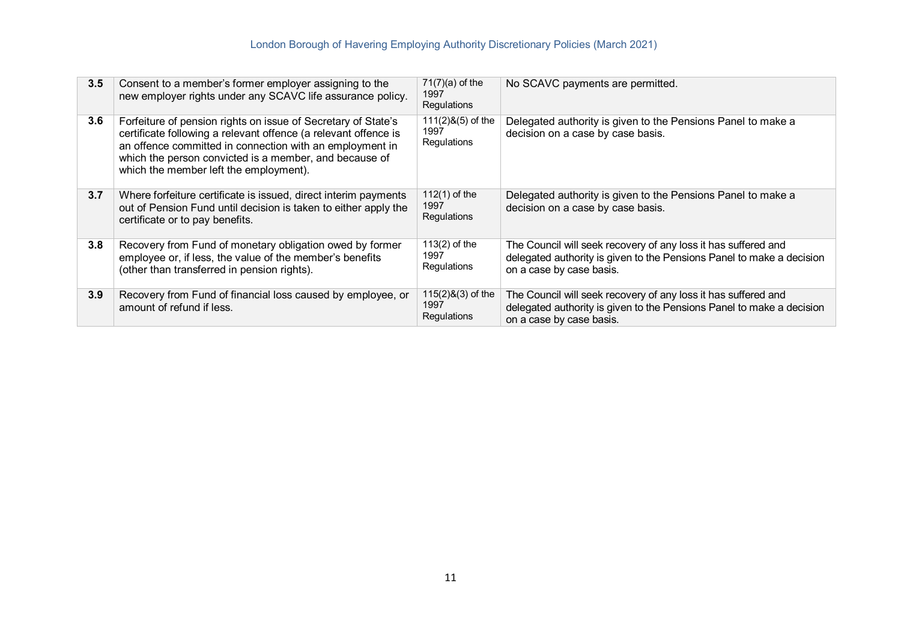| 3.5 | Consent to a member's former employer assigning to the new employer rights under any SCAVC life assurance policy. | 71(7)(a) of the 1997 Regulations | No SCAVC payments are permitted. |
|---|---|---|---|
| 3.6 | Forfeiture of pension rights on issue of Secretary of State's certificate following a relevant offence (a relevant offence is an offence committed in connection with an employment in which the person convicted is a member, and because of which the member left the employment). | 111(2)&(5) of the 1997 Regulations | Delegated authority is given to the Pensions Panel to make a decision on a case by case basis. |
| 3.7 | Where forfeiture certificate is issued, direct interim payments out of Pension Fund until decision is taken to either apply the certificate or to pay benefits. | 112(1) of the 1997 Regulations | Delegated authority is given to the Pensions Panel to make a decision on a case by case basis. |
| 3.8 | Recovery from Fund of monetary obligation owed by former employee or, if less, the value of the member's benefits (other than transferred in pension rights). | 113(2) of the 1997 Regulations | The Council will seek recovery of any loss it has suffered and delegated authority is given to the Pensions Panel to make a decision on a case by case basis. |
| 3.9 | Recovery from Fund of financial loss caused by employee, or amount of refund if less. | 115(2)&(3) of the 1997 Regulations | The Council will seek recovery of any loss it has suffered and delegated authority is given to the Pensions Panel to make a decision on a case by case basis. |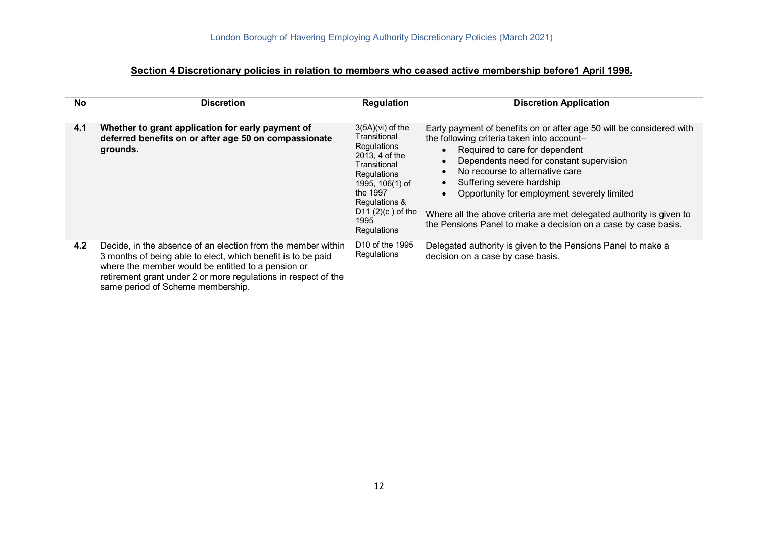## Section 4 Discretionary policies in relation to members who ceased active membership before1 April 1998.

| No | Discretion | Regulation | Discretion Application |
|---|---|---|---|
| **4.1** | **Whether to grant application for early payment of deferred benefits on or after age 50 on compassionate grounds.** | 3(5A)(vi) of the Transitional Regulations 2013, 4 of the Transitional Regulations 1995, 106(1) of the 1997 Regulations & D11 (2)(c ) of the 1995 Regulations | Early payment of benefits on or after age 50 will be considered with the following criteria taken into account–<br>• Required to care for dependent<br>• Dependents need for constant supervision<br>• No recourse to alternative care<br>• Suffering severe hardship<br>• Opportunity for employment severely limited<br><br>Where all the above criteria are met delegated authority is given to the Pensions Panel to make a decision on a case by case basis. |
| **4.2** | Decide, in the absence of an election from the member within 3 months of being able to elect, which benefit is to be paid where the member would be entitled to a pension or retirement grant under 2 or more regulations in respect of the same period of Scheme membership. | D10 of the 1995 Regulations | Delegated authority is given to the Pensions Panel to make a decision on a case by case basis. |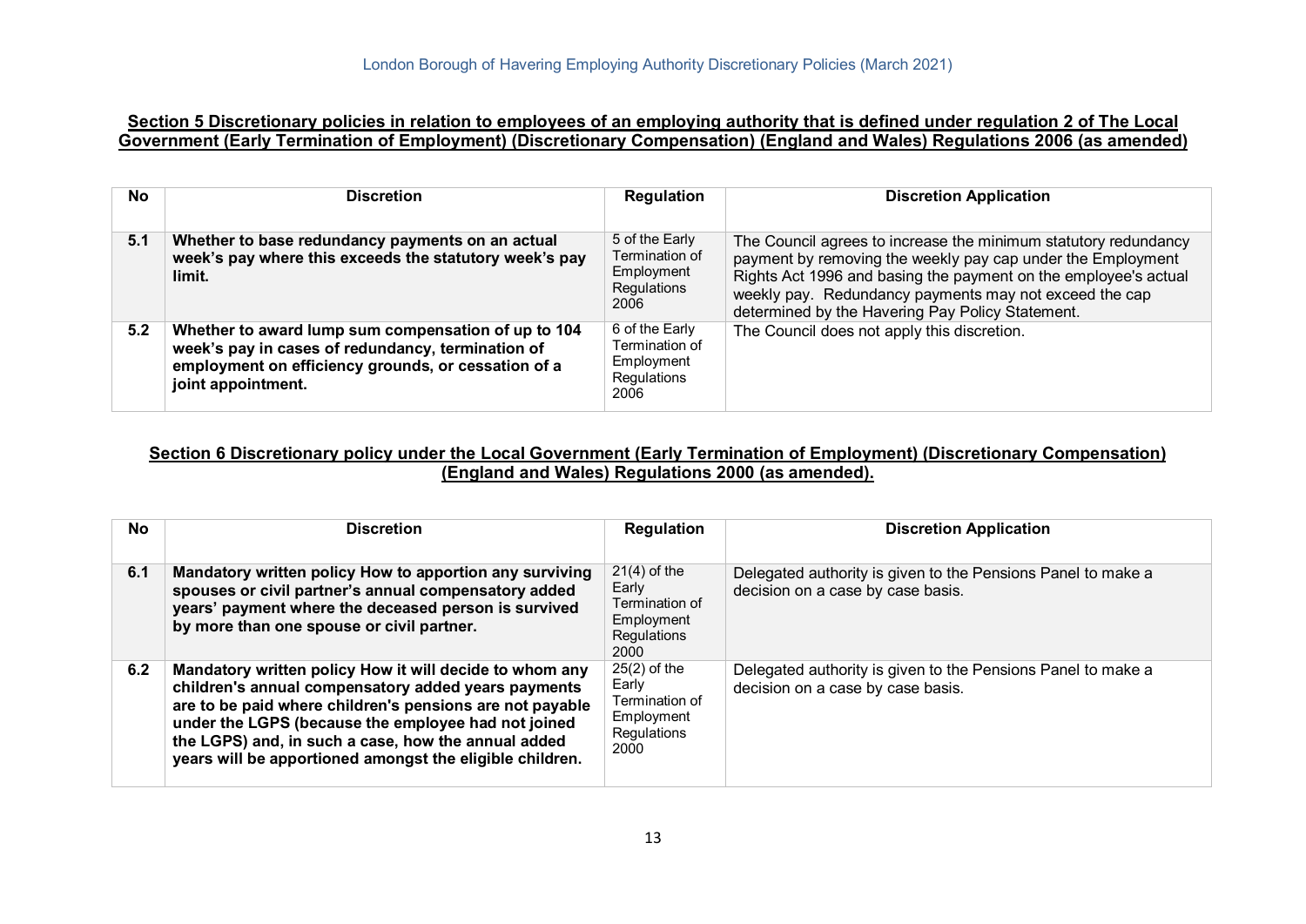## Section 5 Discretionary policies in relation to employees of an employing authority that is defined under regulation 2 of The Local Government (Early Termination of Employment) (Discretionary Compensation) (England and Wales) Regulations 2006 (as amended)

| No | Discretion | Regulation | Discretion Application |
|---|---|---|---|
| 5.1 | **Whether to base redundancy payments on an actual week's pay where this exceeds the statutory week's pay limit.** | 5 of the Early Termination of Employment Regulations 2006 | The Council agrees to increase the minimum statutory redundancy payment by removing the weekly pay cap under the Employment Rights Act 1996 and basing the payment on the employee's actual weekly pay. Redundancy payments may not exceed the cap determined by the Havering Pay Policy Statement. |
| 5.2 | **Whether to award lump sum compensation of up to 104 week's pay in cases of redundancy, termination of employment on efficiency grounds, or cessation of a joint appointment.** | 6 of the Early Termination of Employment Regulations 2006 | The Council does not apply this discretion. |

## Section 6 Discretionary policy under the Local Government (Early Termination of Employment) (Discretionary Compensation) (England and Wales) Regulations 2000 (as amended).

| No | Discretion | Regulation | Discretion Application |
|---|---|---|---|
| 6.1 | **Mandatory written policy How to apportion any surviving spouses or civil partner's annual compensatory added years' payment where the deceased person is survived by more than one spouse or civil partner.** | 21(4) of the Early Termination of Employment Regulations 2000 | Delegated authority is given to the Pensions Panel to make a decision on a case by case basis. |
| 6.2 | **Mandatory written policy How it will decide to whom any children's annual compensatory added years payments are to be paid where children's pensions are not payable under the LGPS (because the employee had not joined the LGPS) and, in such a case, how the annual added years will be apportioned amongst the eligible children.** | 25(2) of the Early Termination of Employment Regulations 2000 | Delegated authority is given to the Pensions Panel to make a decision on a case by case basis. |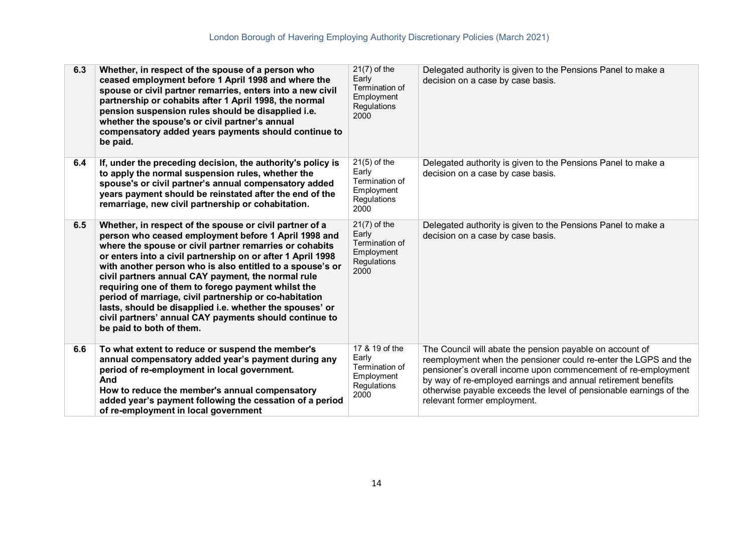| | | | |
|---|---|---|---|
| 6.3 | **Whether, in respect of the spouse of a person who ceased employment before 1 April 1998 and where the spouse or civil partner remarries, enters into a new civil partnership or cohabits after 1 April 1998, the normal pension suspension rules should be disapplied i.e. whether the spouse's or civil partner's annual compensatory added years payments should continue to be paid.** | 21(7) of the Early Termination of Employment Regulations 2000 | Delegated authority is given to the Pensions Panel to make a decision on a case by case basis. |
| 6.4 | **If, under the preceding decision, the authority's policy is to apply the normal suspension rules, whether the spouse's or civil partner's annual compensatory added years payment should be reinstated after the end of the remarriage, new civil partnership or cohabitation.** | 21(5) of the Early Termination of Employment Regulations 2000 | Delegated authority is given to the Pensions Panel to make a decision on a case by case basis. |
| 6.5 | **Whether, in respect of the spouse or civil partner of a person who ceased employment before 1 April 1998 and where the spouse or civil partner remarries or cohabits or enters into a civil partnership on or after 1 April 1998 with another person who is also entitled to a spouse's or civil partners annual CAY payment, the normal rule requiring one of them to forego payment whilst the period of marriage, civil partnership or co-habitation lasts, should be disapplied i.e. whether the spouses' or civil partners' annual CAY payments should continue to be paid to both of them.** | 21(7) of the Early Termination of Employment Regulations 2000 | Delegated authority is given to the Pensions Panel to make a decision on a case by case basis. |
| 6.6 | **To what extent to reduce or suspend the member's annual compensatory added year's payment during any period of re-employment in local government. And How to reduce the member's annual compensatory added year's payment following the cessation of a period of re-employment in local government** | 17 & 19 of the Early Termination of Employment Regulations 2000 | The Council will abate the pension payable on account of reemployment when the pensioner could re-enter the LGPS and the pensioner's overall income upon commencement of re-employment by way of re-employed earnings and annual retirement benefits otherwise payable exceeds the level of pensionable earnings of the relevant former employment. |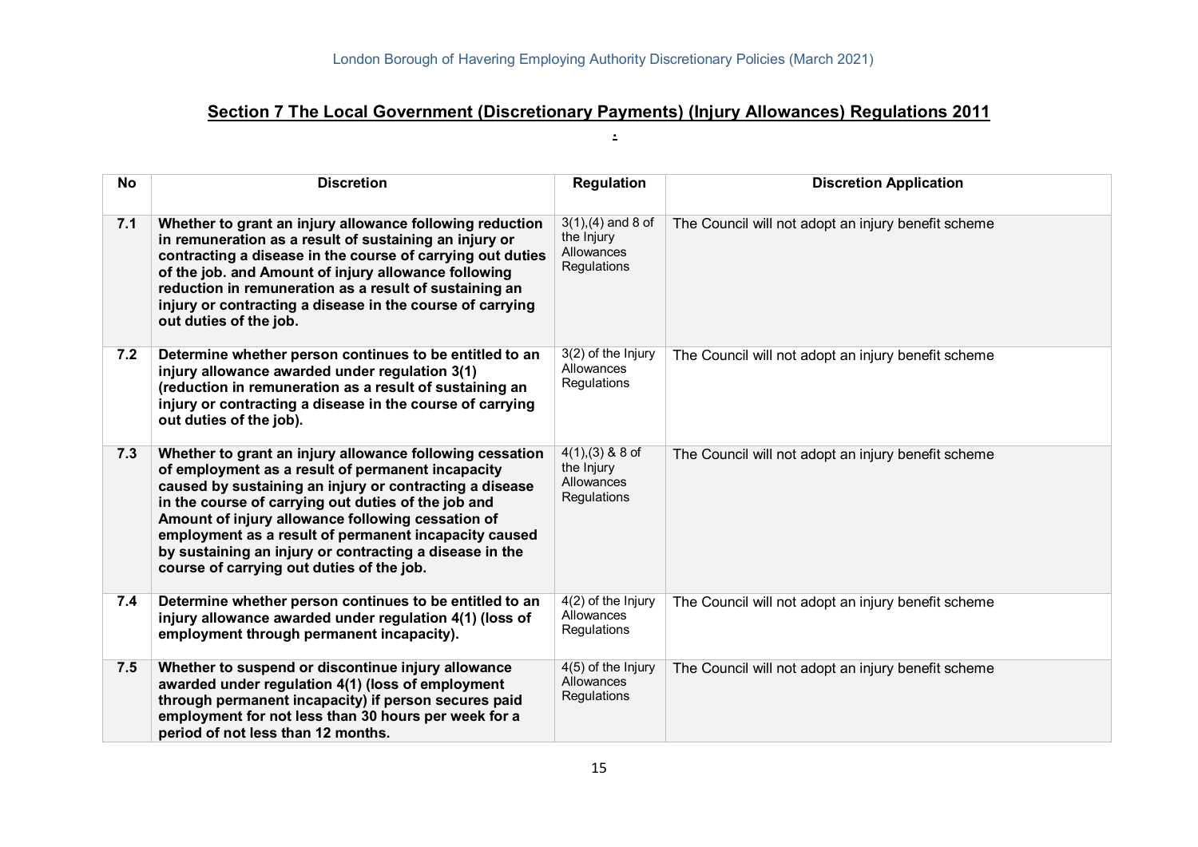## Section 7 The Local Government (Discretionary Payments) (Injury Allowances) Regulations 2011

| No | Discretion | Regulation | Discretion Application |
|---|---|---|---|
| 7.1 | **Whether to grant an injury allowance following reduction in remuneration as a result of sustaining an injury or contracting a disease in the course of carrying out duties of the job. and Amount of injury allowance following reduction in remuneration as a result of sustaining an injury or contracting a disease in the course of carrying out duties of the job.** | 3(1),(4) and 8 of the Injury Allowances Regulations | The Council will not adopt an injury benefit scheme |
| 7.2 | **Determine whether person continues to be entitled to an injury allowance awarded under regulation 3(1) (reduction in remuneration as a result of sustaining an injury or contracting a disease in the course of carrying out duties of the job).** | 3(2) of the Injury Allowances Regulations | The Council will not adopt an injury benefit scheme |
| 7.3 | **Whether to grant an injury allowance following cessation of employment as a result of permanent incapacity caused by sustaining an injury or contracting a disease in the course of carrying out duties of the job and Amount of injury allowance following cessation of employment as a result of permanent incapacity caused by sustaining an injury or contracting a disease in the course of carrying out duties of the job.** | 4(1),(3) & 8 of the Injury Allowances Regulations | The Council will not adopt an injury benefit scheme |
| 7.4 | **Determine whether person continues to be entitled to an injury allowance awarded under regulation 4(1) (loss of employment through permanent incapacity).** | 4(2) of the Injury Allowances Regulations | The Council will not adopt an injury benefit scheme |
| 7.5 | **Whether to suspend or discontinue injury allowance awarded under regulation 4(1) (loss of employment through permanent incapacity) if person secures paid employment for not less than 30 hours per week for a period of not less than 12 months.** | 4(5) of the Injury Allowances Regulations | The Council will not adopt an injury benefit scheme |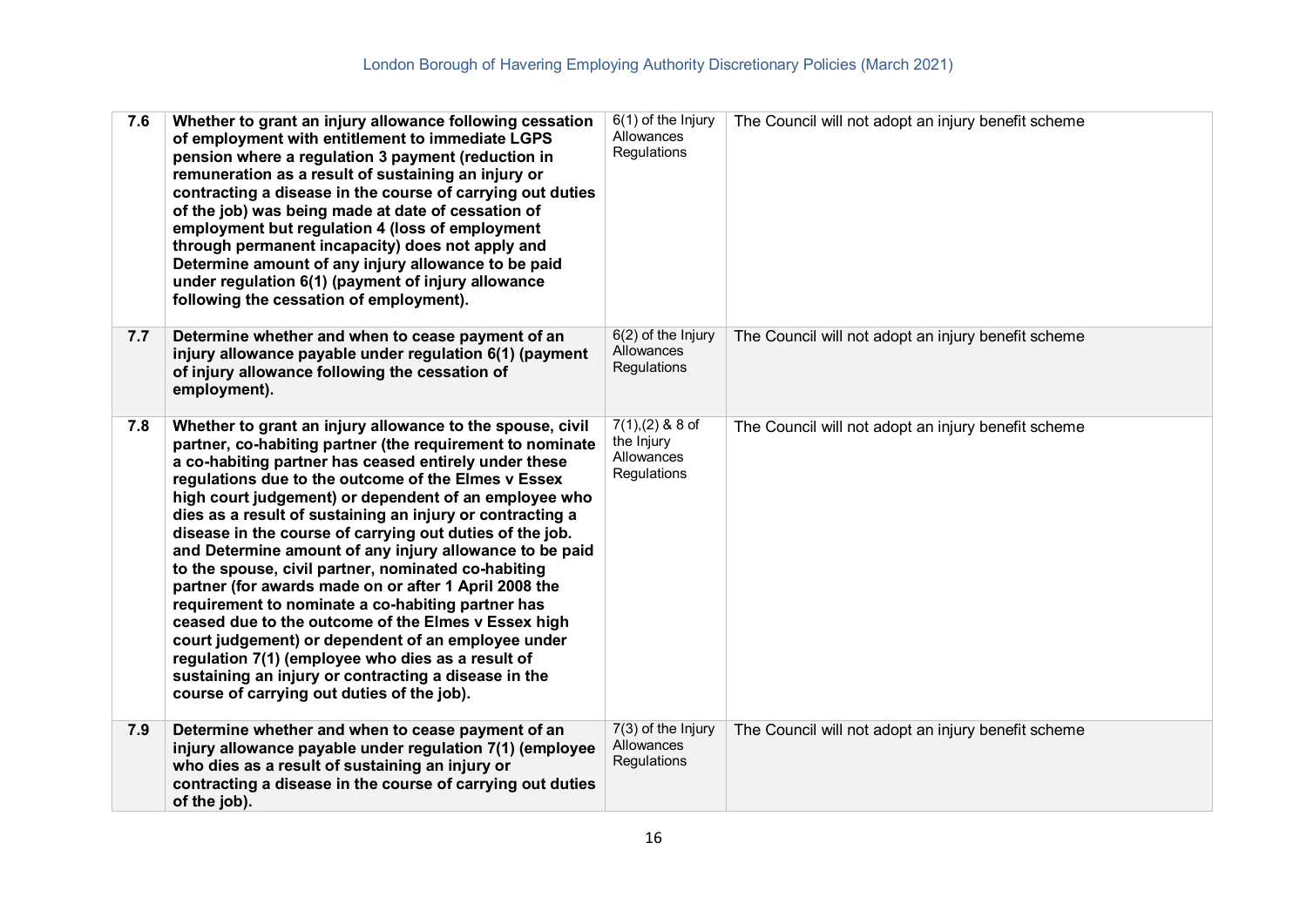| 7.6 | **Whether to grant an injury allowance following cessation of employment with entitlement to immediate LGPS pension where a regulation 3 payment (reduction in remuneration as a result of sustaining an injury or contracting a disease in the course of carrying out duties of the job) was being made at date of cessation of employment but regulation 4 (loss of employment through permanent incapacity) does not apply and Determine amount of any injury allowance to be paid under regulation 6(1) (payment of injury allowance following the cessation of employment).** | 6(1) of the Injury Allowances Regulations | The Council will not adopt an injury benefit scheme |
|---|---|---|---|
| 7.7 | **Determine whether and when to cease payment of an injury allowance payable under regulation 6(1) (payment of injury allowance following the cessation of employment).** | 6(2) of the Injury Allowances Regulations | The Council will not adopt an injury benefit scheme |
| 7.8 | **Whether to grant an injury allowance to the spouse, civil partner, co-habiting partner (the requirement to nominate a co-habiting partner has ceased entirely under these regulations due to the outcome of the Elmes v Essex high court judgement) or dependent of an employee who dies as a result of sustaining an injury or contracting a disease in the course of carrying out duties of the job. and Determine amount of any injury allowance to be paid to the spouse, civil partner, nominated co-habiting partner (for awards made on or after 1 April 2008 the requirement to nominate a co-habiting partner has ceased due to the outcome of the Elmes v Essex high court judgement) or dependent of an employee under regulation 7(1) (employee who dies as a result of sustaining an injury or contracting a disease in the course of carrying out duties of the job).** | 7(1),(2) & 8 of the Injury Allowances Regulations | The Council will not adopt an injury benefit scheme |
| 7.9 | **Determine whether and when to cease payment of an injury allowance payable under regulation 7(1) (employee who dies as a result of sustaining an injury or contracting a disease in the course of carrying out duties of the job).** | 7(3) of the Injury Allowances Regulations | The Council will not adopt an injury benefit scheme |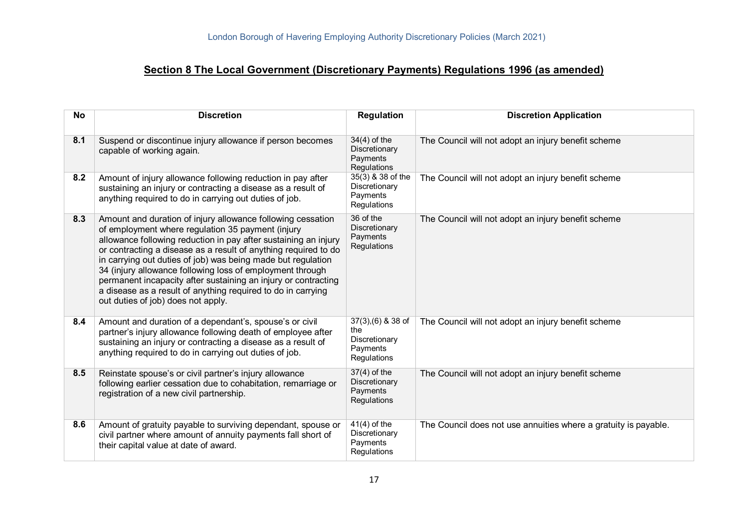## Section 8 The Local Government (Discretionary Payments) Regulations 1996 (as amended)

| No | Discretion | Regulation | Discretion Application |
|---|---|---|---|
| 8.1 | Suspend or discontinue injury allowance if person becomes capable of working again. | 34(4) of the Discretionary Payments Regulations | The Council will not adopt an injury benefit scheme |
| 8.2 | Amount of injury allowance following reduction in pay after sustaining an injury or contracting a disease as a result of anything required to do in carrying out duties of job. | 35(3) & 38 of the Discretionary Payments Regulations | The Council will not adopt an injury benefit scheme |
| 8.3 | Amount and duration of injury allowance following cessation of employment where regulation 35 payment (injury allowance following reduction in pay after sustaining an injury or contracting a disease as a result of anything required to do in carrying out duties of job) was being made but regulation 34 (injury allowance following loss of employment through permanent incapacity after sustaining an injury or contracting a disease as a result of anything required to do in carrying out duties of job) does not apply. | 36 of the Discretionary Payments Regulations | The Council will not adopt an injury benefit scheme |
| 8.4 | Amount and duration of a dependant's, spouse's or civil partner's injury allowance following death of employee after sustaining an injury or contracting a disease as a result of anything required to do in carrying out duties of job. | 37(3),(6) & 38 of the Discretionary Payments Regulations | The Council will not adopt an injury benefit scheme |
| 8.5 | Reinstate spouse's or civil partner's injury allowance following earlier cessation due to cohabitation, remarriage or registration of a new civil partnership. | 37(4) of the Discretionary Payments Regulations | The Council will not adopt an injury benefit scheme |
| 8.6 | Amount of gratuity payable to surviving dependant, spouse or civil partner where amount of annuity payments fall short of their capital value at date of award. | 41(4) of the Discretionary Payments Regulations | The Council does not use annuities where a gratuity is payable. |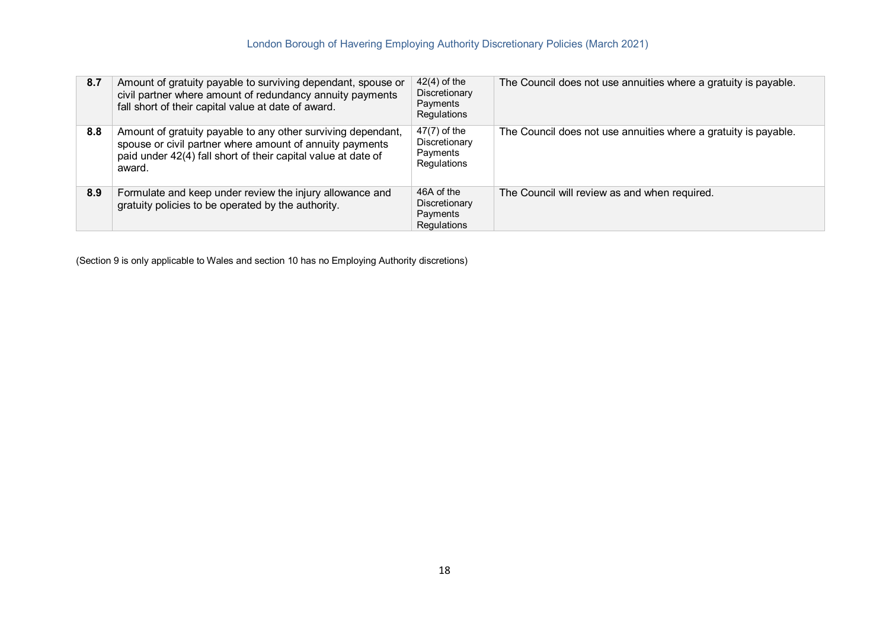| | | | |
|---|---|---|---|
| **8.7** | Amount of gratuity payable to surviving dependant, spouse or civil partner where amount of redundancy annuity payments fall short of their capital value at date of award. | 42(4) of the Discretionary Payments Regulations | The Council does not use annuities where a gratuity is payable. |
| **8.8** | Amount of gratuity payable to any other surviving dependant, spouse or civil partner where amount of annuity payments paid under 42(4) fall short of their capital value at date of award. | 47(7) of the Discretionary Payments Regulations | The Council does not use annuities where a gratuity is payable. |
| **8.9** | Formulate and keep under review the injury allowance and gratuity policies to be operated by the authority. | 46A of the Discretionary Payments Regulations | The Council will review as and when required. |

(Section 9 is only applicable to Wales and section 10 has no Employing Authority discretions)